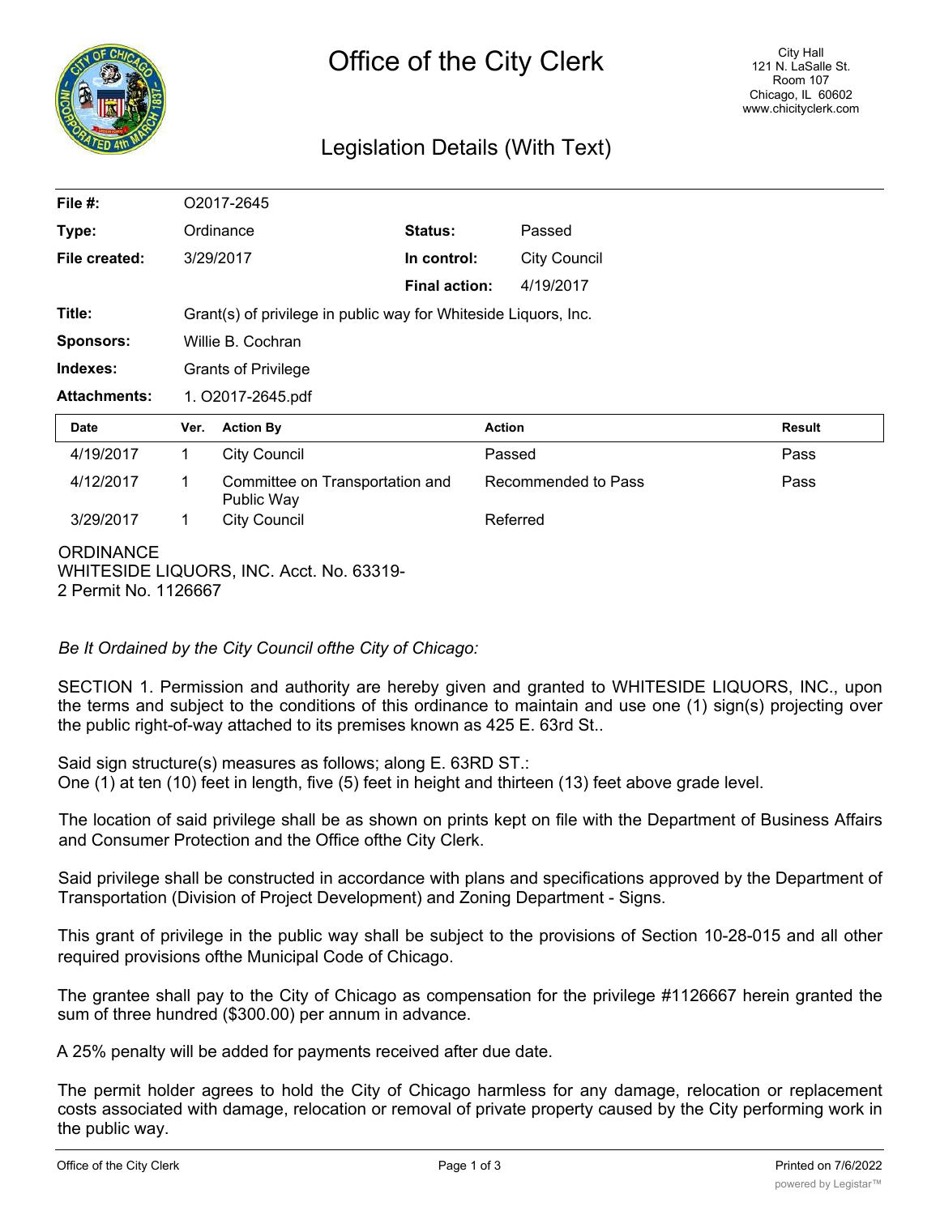# Office of the City Clerk

City Hall
121 N. LaSalle St.
Room 107
Chicago, IL 60602
www.chicityclerk.com

## Legislation Details (With Text)

| | | | |
|---|---|---|---|
| **File #:** | O2017-2645 | | |
| **Type:** | Ordinance | **Status:** | Passed |
| **File created:** | 3/29/2017 | **In control:** | City Council |
| | | **Final action:** | 4/19/2017 |
| **Title:** | Grant(s) of privilege in public way for Whiteside Liquors, Inc. | | |
| **Sponsors:** | Willie B. Cochran | | |
| **Indexes:** | Grants of Privilege | | |
| **Attachments:** | 1. O2017-2645.pdf | | |

| Date | Ver. | Action By | Action | Result |
|---|---|---|---|---|
| 4/19/2017 | 1 | City Council | Passed | Pass |
| 4/12/2017 | 1 | Committee on Transportation and Public Way | Recommended to Pass | Pass |
| 3/29/2017 | 1 | City Council | Referred | |

ORDINANCE
WHITESIDE LIQUORS, INC. Acct. No. 63319-2 Permit No. 1126667

*Be It Ordained by the City Council ofthe City of Chicago:*

SECTION 1. Permission and authority are hereby given and granted to WHITESIDE LIQUORS, INC., upon the terms and subject to the conditions of this ordinance to maintain and use one (1) sign(s) projecting over the public right-of-way attached to its premises known as 425 E. 63rd St..

Said sign structure(s) measures as follows; along E. 63RD ST.:
One (1) at ten (10) feet in length, five (5) feet in height and thirteen (13) feet above grade level.

The location of said privilege shall be as shown on prints kept on file with the Department of Business Affairs and Consumer Protection and the Office ofthe City Clerk.

Said privilege shall be constructed in accordance with plans and specifications approved by the Department of Transportation (Division of Project Development) and Zoning Department - Signs.

This grant of privilege in the public way shall be subject to the provisions of Section 10-28-015 and all other required provisions ofthe Municipal Code of Chicago.

The grantee shall pay to the City of Chicago as compensation for the privilege #1126667 herein granted the sum of three hundred ($300.00) per annum in advance.

A 25% penalty will be added for payments received after due date.

The permit holder agrees to hold the City of Chicago harmless for any damage, relocation or replacement costs associated with damage, relocation or removal of private property caused by the City performing work in the public way.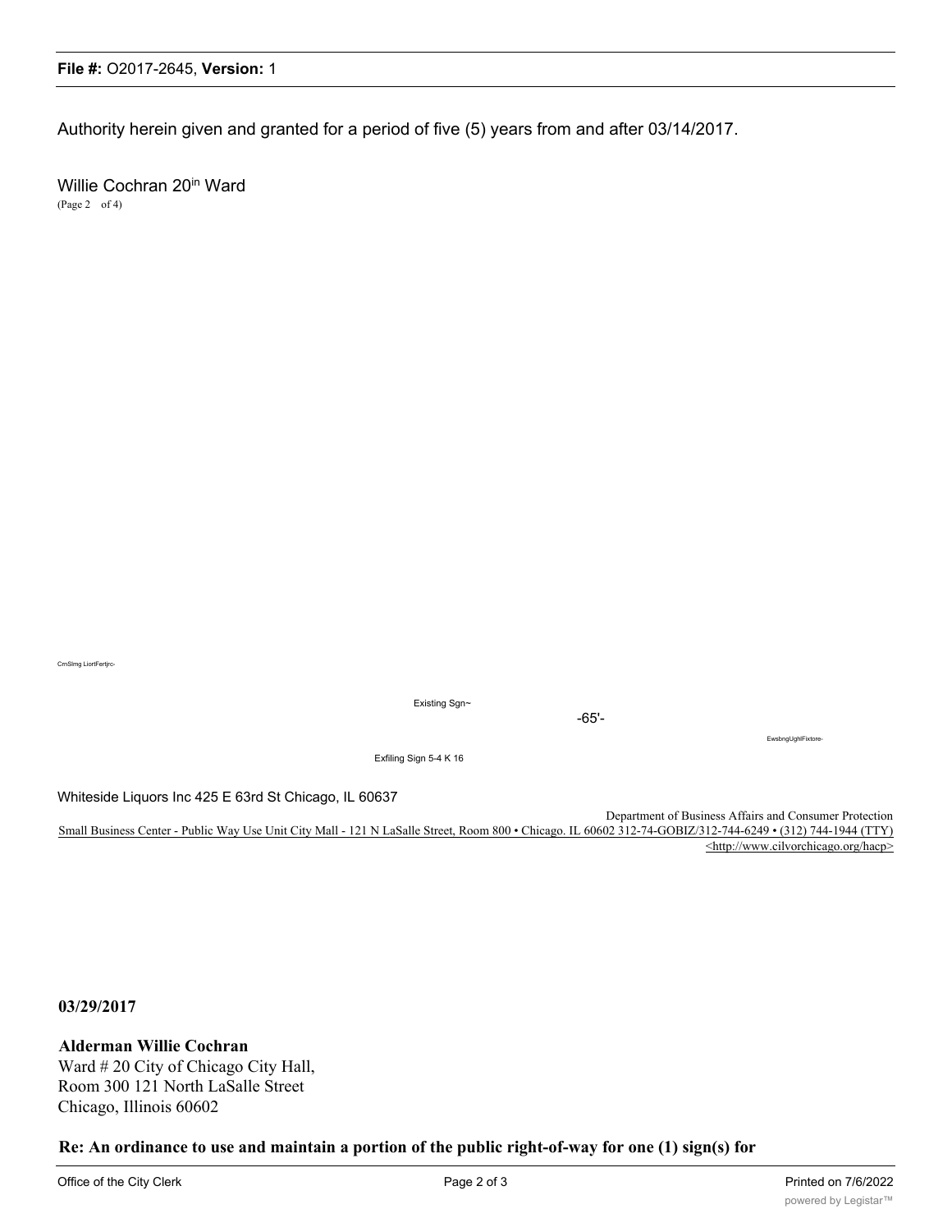Authority herein given and granted for a period of five (5) years from and after 03/14/2017.

Willie Cochran 20in Ward
(Page 2 of 4)

CmSlmg LiortFertjrc-

Existing Sgn~

-65'-

EwsbngUghtFixtore-

Exfiling Sign 5-4 K 16

Whiteside Liquors Inc 425 E 63rd St Chicago, IL 60637

Department of Business Affairs and Consumer Protection
Small Business Center - Public Way Use Unit City Mall - 121 N LaSalle Street, Room 800 • Chicago. IL 60602 312-74-GOBIZ/312-744-6249 • (312) 744-1944 (TTY) <http://www.cilvorchicago.org/hacp>

**03/29/2017**

**Alderman Willie Cochran**
Ward # 20 City of Chicago City Hall,
Room 300 121 North LaSalle Street
Chicago, Illinois 60602

**Re: An ordinance to use and maintain a portion of the public right-of-way for one (1) sign(s) for**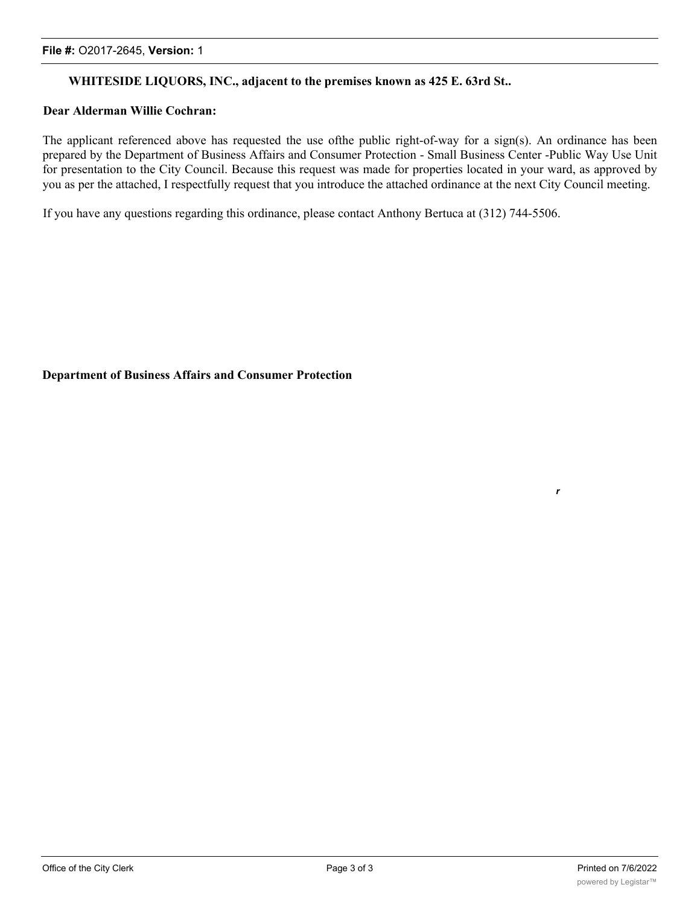**WHITESIDE LIQUORS, INC., adjacent to the premises known as 425 E. 63rd St..**

**Dear Alderman Willie Cochran:**

The applicant referenced above has requested the use ofthe public right-of-way for a sign(s). An ordinance has been prepared by the Department of Business Affairs and Consumer Protection - Small Business Center -Public Way Use Unit for presentation to the City Council. Because this request was made for properties located in your ward, as approved by you as per the attached, I respectfully request that you introduce the attached ordinance at the next City Council meeting.

If you have any questions regarding this ordinance, please contact Anthony Bertuca at (312) 744-5506.

**Department of Business Affairs and Consumer Protection**

*r*